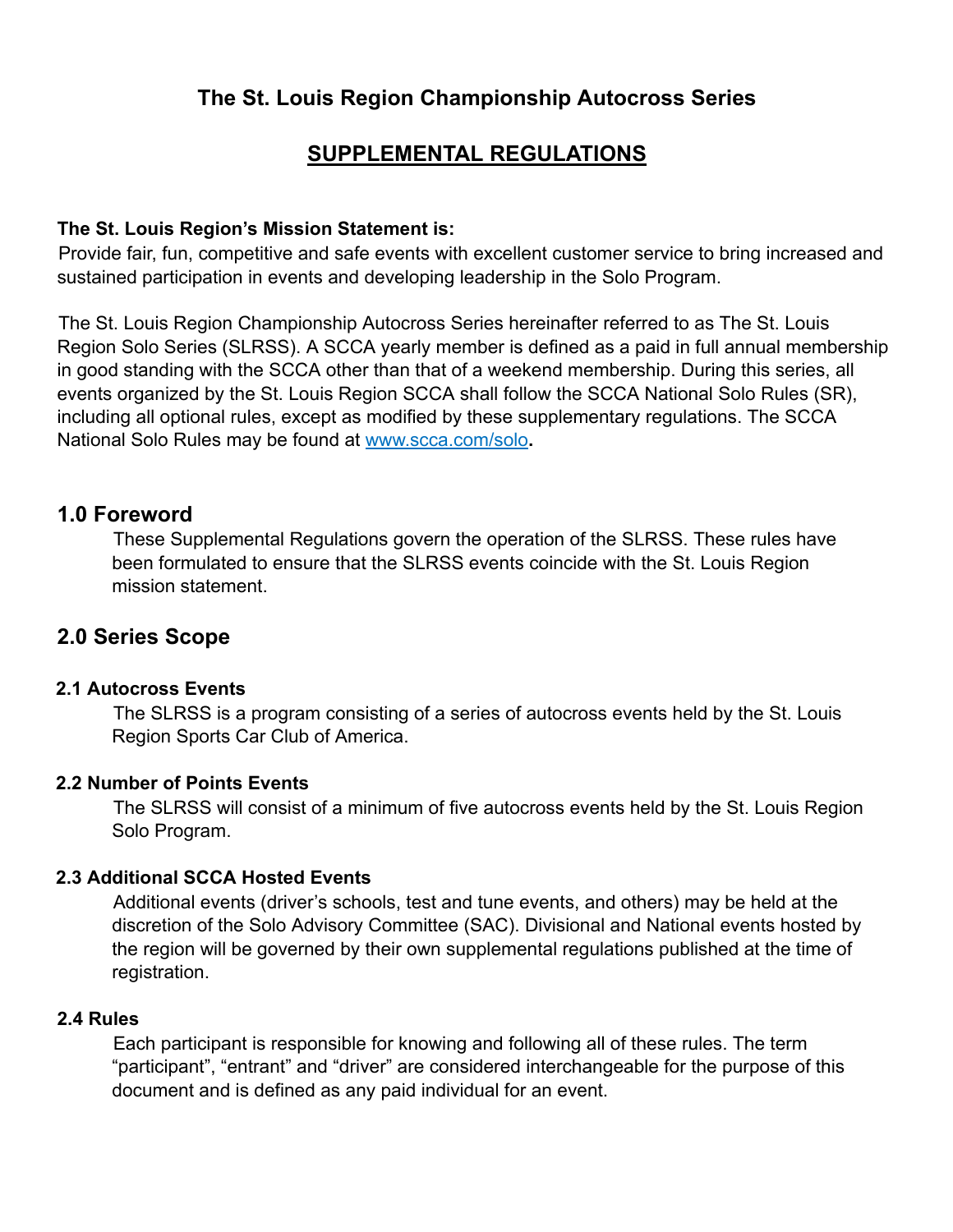# The St. Louis Region Championship Autocross Series

## SUPPLEMENTAL REGULATIONS

**The St. Louis Region's Mission Statement is:**
Provide fair, fun, competitive and safe events with excellent customer service to bring increased and sustained participation in events and developing leadership in the Solo Program.

The St. Louis Region Championship Autocross Series hereinafter referred to as The St. Louis Region Solo Series (SLRSS). A SCCA yearly member is defined as a paid in full annual membership in good standing with the SCCA other than that of a weekend membership. During this series, all events organized by the St. Louis Region SCCA shall follow the SCCA National Solo Rules (SR), including all optional rules, except as modified by these supplementary regulations. The SCCA National Solo Rules may be found at [www.scca.com/solo](www.scca.com/solo)**.**

## 1.0 Foreword

These Supplemental Regulations govern the operation of the SLRSS. These rules have been formulated to ensure that the SLRSS events coincide with the St. Louis Region mission statement.

## 2.0 Series Scope

### 2.1 Autocross Events

The SLRSS is a program consisting of a series of autocross events held by the St. Louis Region Sports Car Club of America.

### 2.2 Number of Points Events

The SLRSS will consist of a minimum of five autocross events held by the St. Louis Region Solo Program.

### 2.3 Additional SCCA Hosted Events

Additional events (driver's schools, test and tune events, and others) may be held at the discretion of the Solo Advisory Committee (SAC). Divisional and National events hosted by the region will be governed by their own supplemental regulations published at the time of registration.

### 2.4 Rules

Each participant is responsible for knowing and following all of these rules. The term "participant", "entrant" and "driver" are considered interchangeable for the purpose of this document and is defined as any paid individual for an event.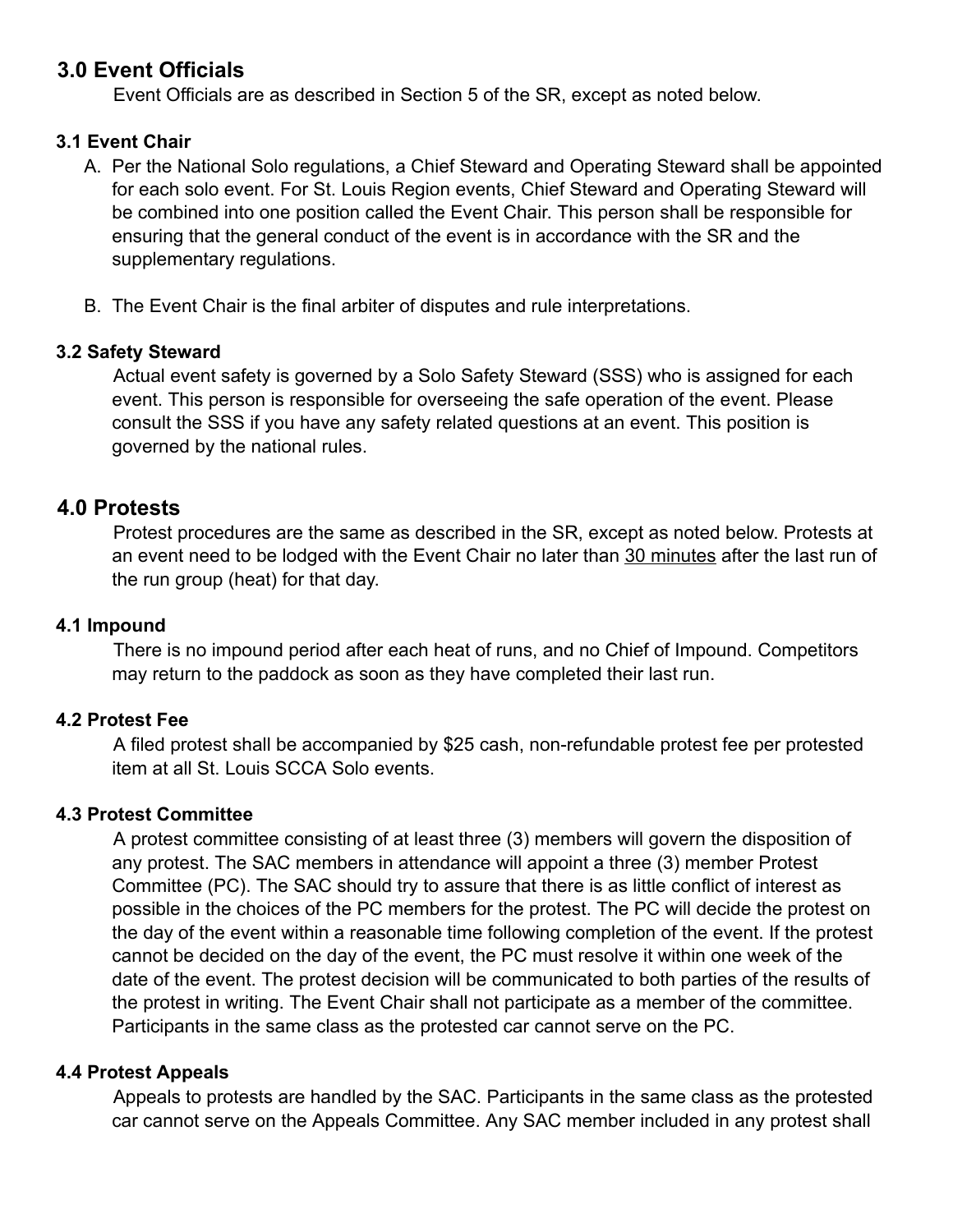## 3.0 Event Officials

Event Officials are as described in Section 5 of the SR, except as noted below.

### 3.1 Event Chair

A. Per the National Solo regulations, a Chief Steward and Operating Steward shall be appointed for each solo event. For St. Louis Region events, Chief Steward and Operating Steward will be combined into one position called the Event Chair. This person shall be responsible for ensuring that the general conduct of the event is in accordance with the SR and the supplementary regulations.

B. The Event Chair is the final arbiter of disputes and rule interpretations.

### 3.2 Safety Steward

Actual event safety is governed by a Solo Safety Steward (SSS) who is assigned for each event. This person is responsible for overseeing the safe operation of the event. Please consult the SSS if you have any safety related questions at an event. This position is governed by the national rules.

## 4.0 Protests

Protest procedures are the same as described in the SR, except as noted below. Protests at an event need to be lodged with the Event Chair no later than <u>30 minutes</u> after the last run of the run group (heat) for that day.

### 4.1 Impound

There is no impound period after each heat of runs, and no Chief of Impound. Competitors may return to the paddock as soon as they have completed their last run.

### 4.2 Protest Fee

A filed protest shall be accompanied by $25 cash, non-refundable protest fee per protested item at all St. Louis SCCA Solo events.

### 4.3 Protest Committee

A protest committee consisting of at least three (3) members will govern the disposition of any protest. The SAC members in attendance will appoint a three (3) member Protest Committee (PC). The SAC should try to assure that there is as little conflict of interest as possible in the choices of the PC members for the protest. The PC will decide the protest on the day of the event within a reasonable time following completion of the event. If the protest cannot be decided on the day of the event, the PC must resolve it within one week of the date of the event. The protest decision will be communicated to both parties of the results of the protest in writing. The Event Chair shall not participate as a member of the committee. Participants in the same class as the protested car cannot serve on the PC.

### 4.4 Protest Appeals

Appeals to protests are handled by the SAC. Participants in the same class as the protested car cannot serve on the Appeals Committee. Any SAC member included in any protest shall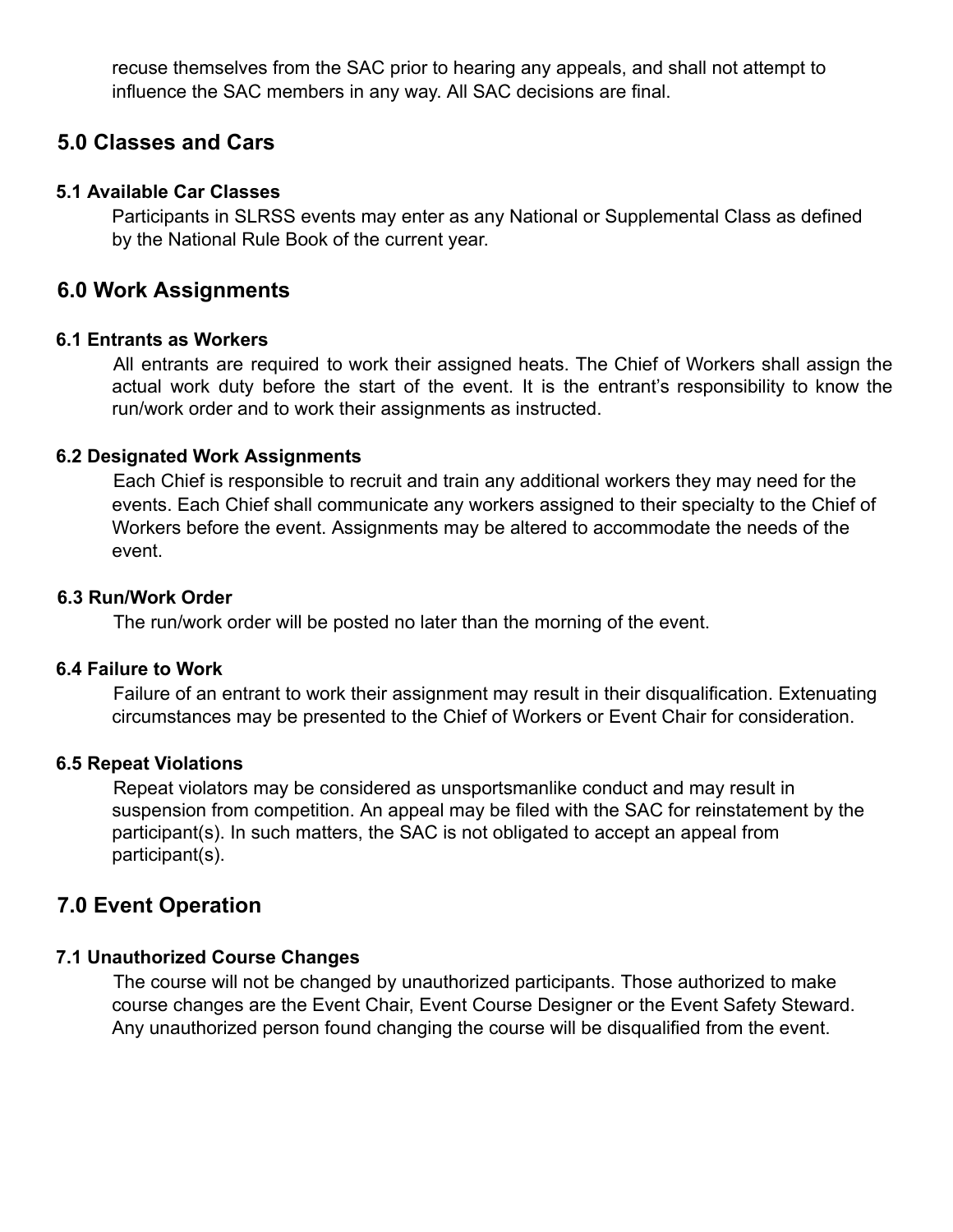recuse themselves from the SAC prior to hearing any appeals, and shall not attempt to influence the SAC members in any way. All SAC decisions are final.

## 5.0 Classes and Cars

### 5.1 Available Car Classes

Participants in SLRSS events may enter as any National or Supplemental Class as defined by the National Rule Book of the current year.

## 6.0 Work Assignments

### 6.1 Entrants as Workers

All entrants are required to work their assigned heats. The Chief of Workers shall assign the actual work duty before the start of the event. It is the entrant's responsibility to know the run/work order and to work their assignments as instructed.

### 6.2 Designated Work Assignments

Each Chief is responsible to recruit and train any additional workers they may need for the events. Each Chief shall communicate any workers assigned to their specialty to the Chief of Workers before the event. Assignments may be altered to accommodate the needs of the event.

### 6.3 Run/Work Order

The run/work order will be posted no later than the morning of the event.

### 6.4 Failure to Work

Failure of an entrant to work their assignment may result in their disqualification. Extenuating circumstances may be presented to the Chief of Workers or Event Chair for consideration.

### 6.5 Repeat Violations

Repeat violators may be considered as unsportsmanlike conduct and may result in suspension from competition. An appeal may be filed with the SAC for reinstatement by the participant(s). In such matters, the SAC is not obligated to accept an appeal from participant(s).

## 7.0 Event Operation

### 7.1 Unauthorized Course Changes

The course will not be changed by unauthorized participants. Those authorized to make course changes are the Event Chair, Event Course Designer or the Event Safety Steward. Any unauthorized person found changing the course will be disqualified from the event.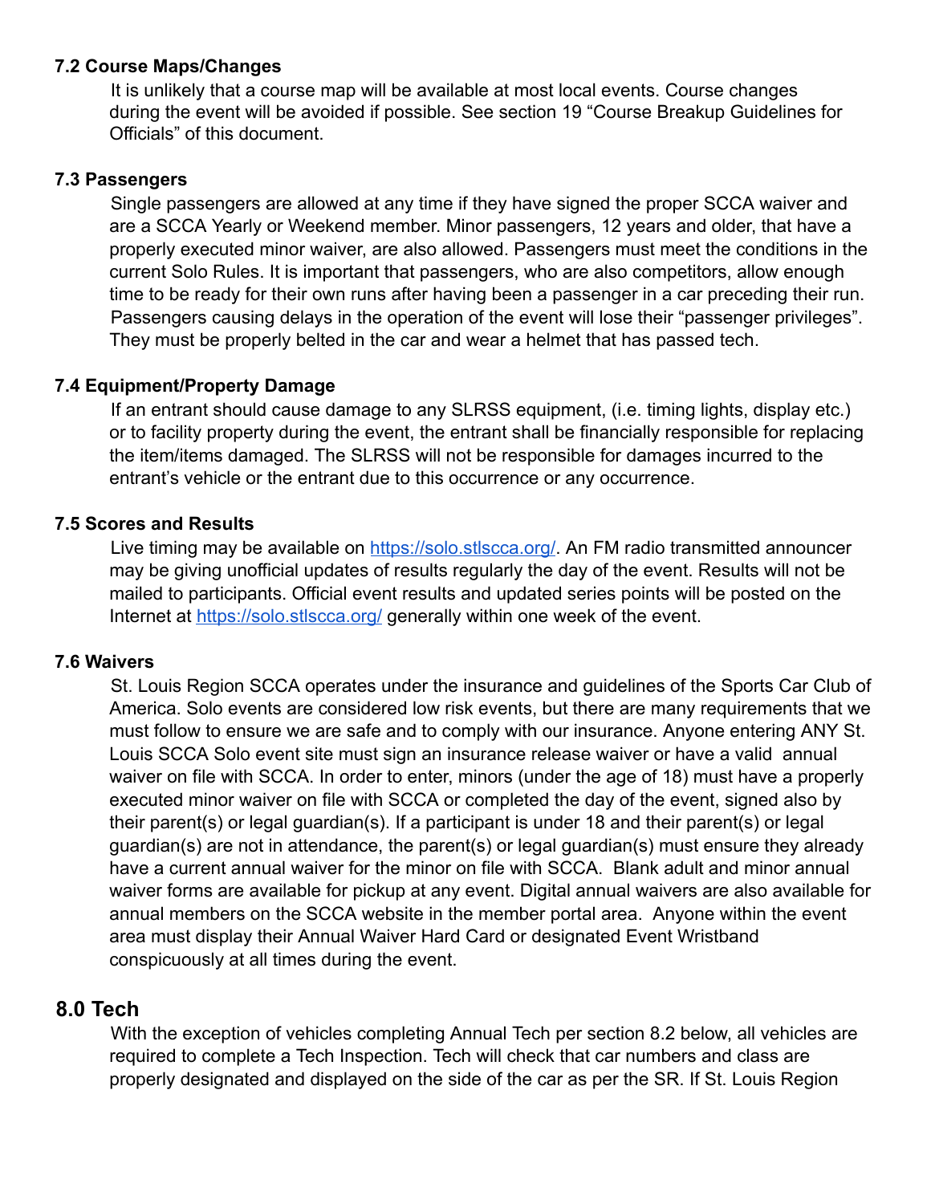### 7.2 Course Maps/Changes

It is unlikely that a course map will be available at most local events. Course changes during the event will be avoided if possible. See section 19 “Course Breakup Guidelines for Officials” of this document.

### 7.3 Passengers

Single passengers are allowed at any time if they have signed the proper SCCA waiver and are a SCCA Yearly or Weekend member. Minor passengers, 12 years and older, that have a properly executed minor waiver, are also allowed. Passengers must meet the conditions in the current Solo Rules. It is important that passengers, who are also competitors, allow enough time to be ready for their own runs after having been a passenger in a car preceding their run. Passengers causing delays in the operation of the event will lose their “passenger privileges”. They must be properly belted in the car and wear a helmet that has passed tech.

### 7.4 Equipment/Property Damage

If an entrant should cause damage to any SLRSS equipment, (i.e. timing lights, display etc.) or to facility property during the event, the entrant shall be financially responsible for replacing the item/items damaged. The SLRSS will not be responsible for damages incurred to the entrant’s vehicle or the entrant due to this occurrence or any occurrence.

### 7.5 Scores and Results

Live timing may be available on [https://solo.stlscca.org/](https://solo.stlscca.org/). An FM radio transmitted announcer may be giving unofficial updates of results regularly the day of the event. Results will not be mailed to participants. Official event results and updated series points will be posted on the Internet at [https://solo.stlscca.org/](https://solo.stlscca.org/) generally within one week of the event.

### 7.6 Waivers

St. Louis Region SCCA operates under the insurance and guidelines of the Sports Car Club of America. Solo events are considered low risk events, but there are many requirements that we must follow to ensure we are safe and to comply with our insurance. Anyone entering ANY St. Louis SCCA Solo event site must sign an insurance release waiver or have a valid annual waiver on file with SCCA. In order to enter, minors (under the age of 18) must have a properly executed minor waiver on file with SCCA or completed the day of the event, signed also by their parent(s) or legal guardian(s). If a participant is under 18 and their parent(s) or legal guardian(s) are not in attendance, the parent(s) or legal guardian(s) must ensure they already have a current annual waiver for the minor on file with SCCA. Blank adult and minor annual waiver forms are available for pickup at any event. Digital annual waivers are also available for annual members on the SCCA website in the member portal area. Anyone within the event area must display their Annual Waiver Hard Card or designated Event Wristband conspicuously at all times during the event.

## 8.0 Tech

With the exception of vehicles completing Annual Tech per section 8.2 below, all vehicles are required to complete a Tech Inspection. Tech will check that car numbers and class are properly designated and displayed on the side of the car as per the SR. If St. Louis Region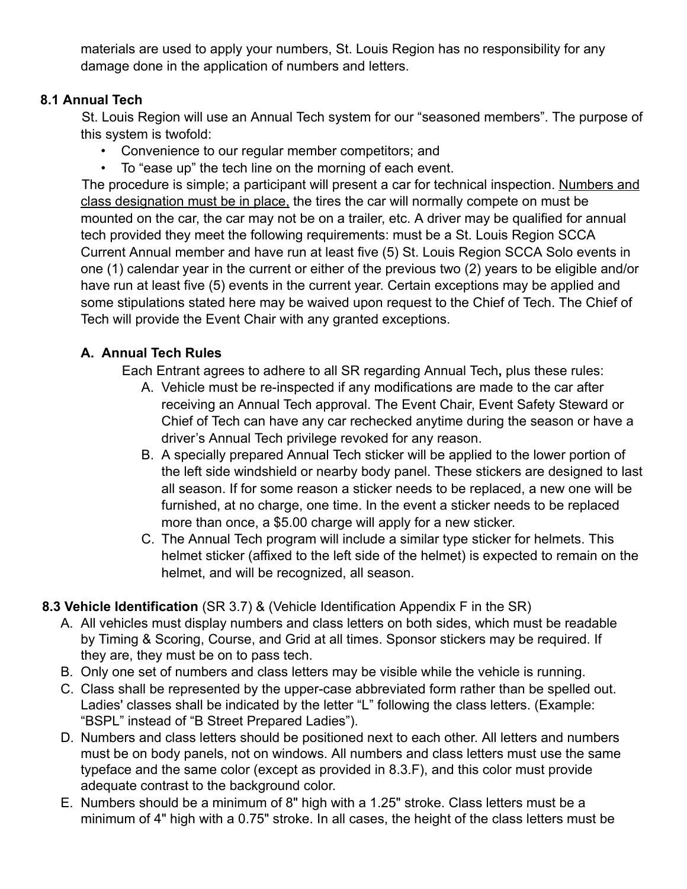materials are used to apply your numbers, St. Louis Region has no responsibility for any damage done in the application of numbers and letters.

### 8.1 Annual Tech

St. Louis Region will use an Annual Tech system for our "seasoned members". The purpose of this system is twofold:

- Convenience to our regular member competitors; and
- To "ease up" the tech line on the morning of each event.

The procedure is simple; a participant will present a car for technical inspection. <u>Numbers and class designation must be in place,</u> the tires the car will normally compete on must be mounted on the car, the car may not be on a trailer, etc. A driver may be qualified for annual tech provided they meet the following requirements: must be a St. Louis Region SCCA Current Annual member and have run at least five (5) St. Louis Region SCCA Solo events in one (1) calendar year in the current or either of the previous two (2) years to be eligible and/or have run at least five (5) events in the current year. Certain exceptions may be applied and some stipulations stated here may be waived upon request to the Chief of Tech. The Chief of Tech will provide the Event Chair with any granted exceptions.

#### A. Annual Tech Rules

Each Entrant agrees to adhere to all SR regarding Annual Tech**,** plus these rules:

A. Vehicle must be re-inspected if any modifications are made to the car after receiving an Annual Tech approval. The Event Chair, Event Safety Steward or Chief of Tech can have any car rechecked anytime during the season or have a driver's Annual Tech privilege revoked for any reason.
B. A specially prepared Annual Tech sticker will be applied to the lower portion of the left side windshield or nearby body panel. These stickers are designed to last all season. If for some reason a sticker needs to be replaced, a new one will be furnished, at no charge, one time. In the event a sticker needs to be replaced more than once, a $5.00 charge will apply for a new sticker.
C. The Annual Tech program will include a similar type sticker for helmets. This helmet sticker (affixed to the left side of the helmet) is expected to remain on the helmet, and will be recognized, all season.

### 8.3 Vehicle Identification (SR 3.7) & (Vehicle Identification Appendix F in the SR)

A. All vehicles must display numbers and class letters on both sides, which must be readable by Timing & Scoring, Course, and Grid at all times. Sponsor stickers may be required. If they are, they must be on to pass tech.
B. Only one set of numbers and class letters may be visible while the vehicle is running.
C. Class shall be represented by the upper-case abbreviated form rather than be spelled out. Ladies' classes shall be indicated by the letter "L" following the class letters. (Example: "BSPL" instead of "B Street Prepared Ladies").
D. Numbers and class letters should be positioned next to each other. All letters and numbers must be on body panels, not on windows. All numbers and class letters must use the same typeface and the same color (except as provided in 8.3.F), and this color must provide adequate contrast to the background color.
E. Numbers should be a minimum of 8" high with a 1.25" stroke. Class letters must be a minimum of 4" high with a 0.75" stroke. In all cases, the height of the class letters must be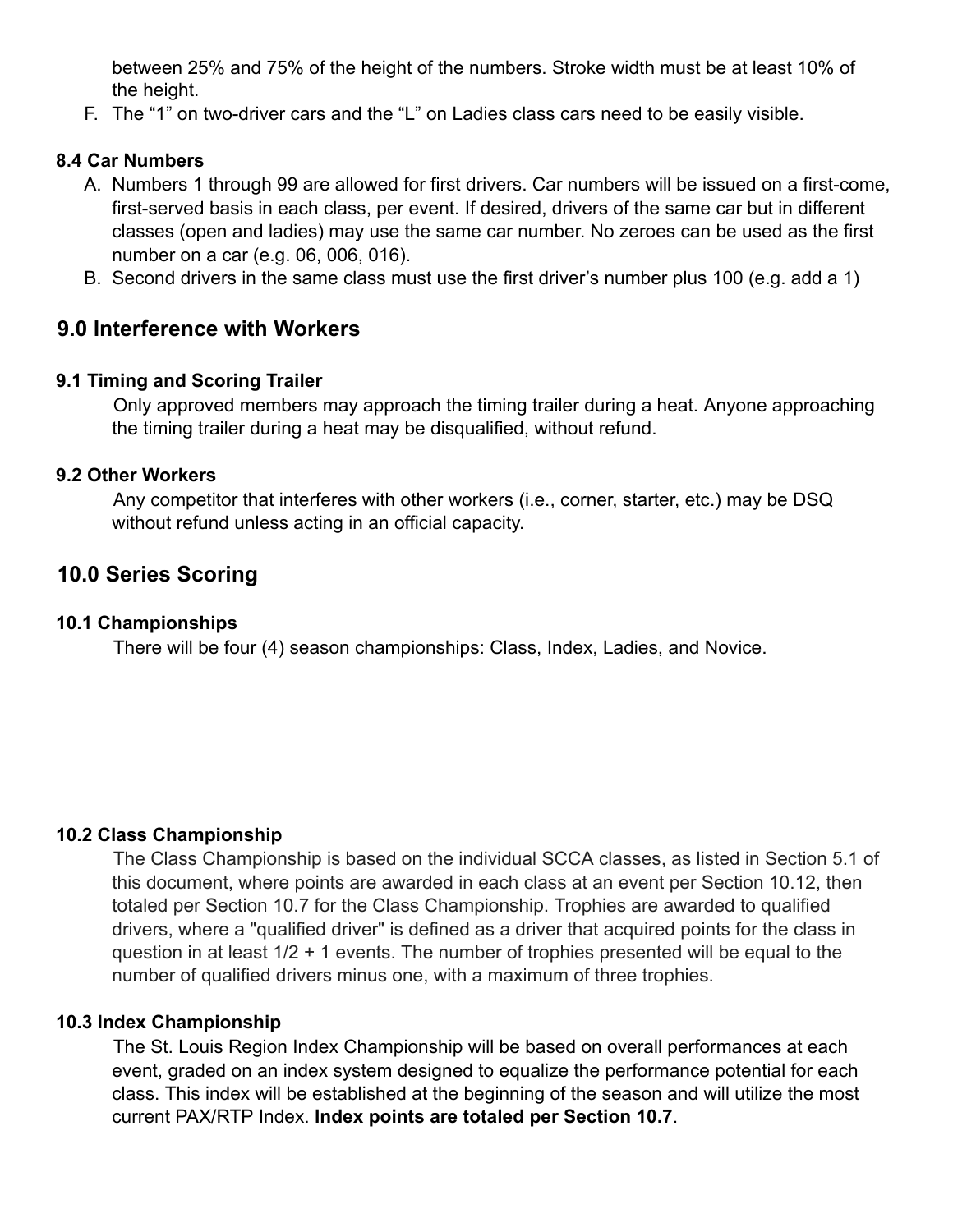between 25% and 75% of the height of the numbers. Stroke width must be at least 10% of the height.

F. The "1" on two-driver cars and the "L" on Ladies class cars need to be easily visible.

### 8.4 Car Numbers

A. Numbers 1 through 99 are allowed for first drivers. Car numbers will be issued on a first-come, first-served basis in each class, per event. If desired, drivers of the same car but in different classes (open and ladies) may use the same car number. No zeroes can be used as the first number on a car (e.g. 06, 006, 016).

B. Second drivers in the same class must use the first driver's number plus 100 (e.g. add a 1)

## 9.0 Interference with Workers

### 9.1 Timing and Scoring Trailer

Only approved members may approach the timing trailer during a heat. Anyone approaching the timing trailer during a heat may be disqualified, without refund.

### 9.2 Other Workers

Any competitor that interferes with other workers (i.e., corner, starter, etc.) may be DSQ without refund unless acting in an official capacity.

## 10.0 Series Scoring

### 10.1 Championships

There will be four (4) season championships: Class, Index, Ladies, and Novice.

### 10.2 Class Championship

The Class Championship is based on the individual SCCA classes, as listed in Section 5.1 of this document, where points are awarded in each class at an event per Section 10.12, then totaled per Section 10.7 for the Class Championship. Trophies are awarded to qualified drivers, where a "qualified driver" is defined as a driver that acquired points for the class in question in at least 1/2 + 1 events. The number of trophies presented will be equal to the number of qualified drivers minus one, with a maximum of three trophies.

### 10.3 Index Championship

The St. Louis Region Index Championship will be based on overall performances at each event, graded on an index system designed to equalize the performance potential for each class. This index will be established at the beginning of the season and will utilize the most current PAX/RTP Index. **Index points are totaled per Section 10.7**.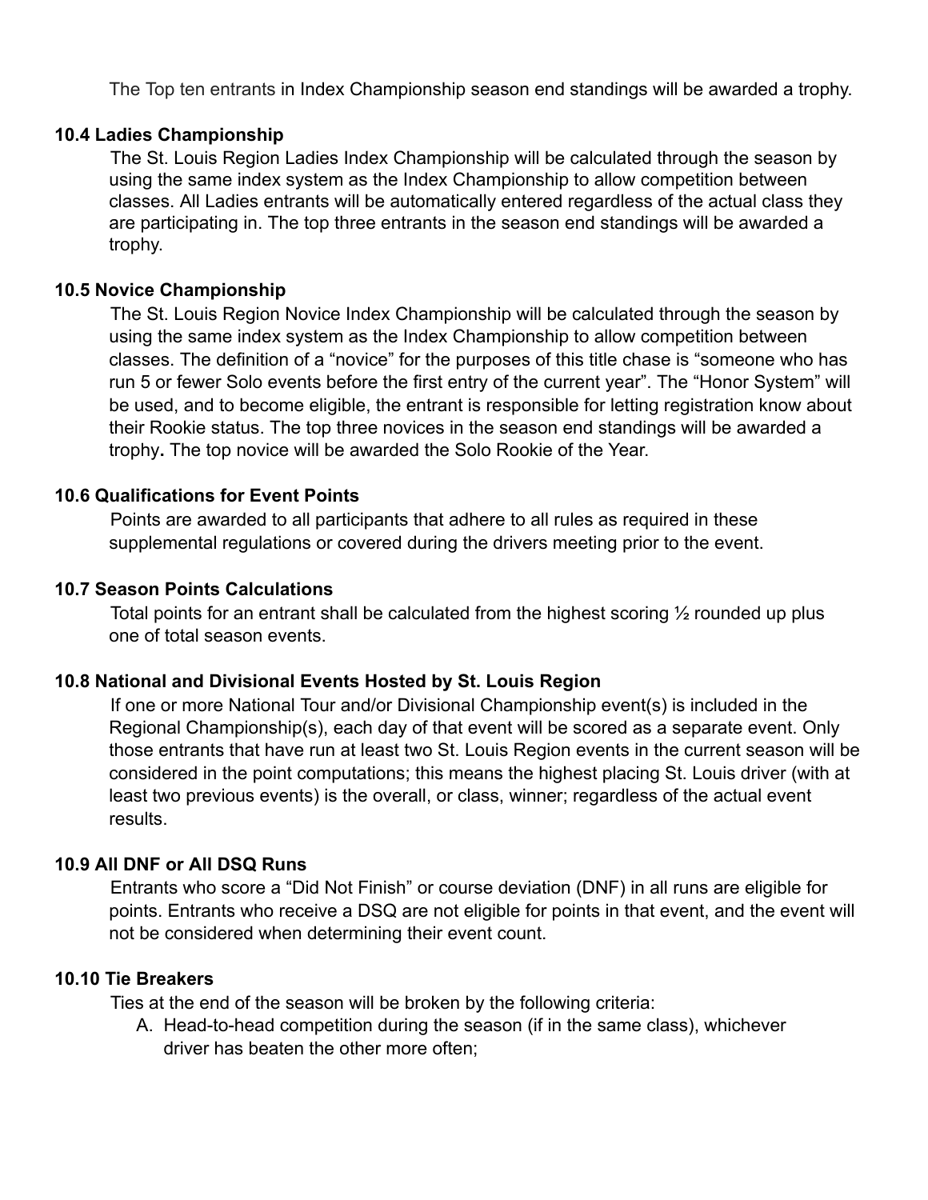The Top ten entrants in Index Championship season end standings will be awarded a trophy.

### 10.4 Ladies Championship

The St. Louis Region Ladies Index Championship will be calculated through the season by using the same index system as the Index Championship to allow competition between classes. All Ladies entrants will be automatically entered regardless of the actual class they are participating in. The top three entrants in the season end standings will be awarded a trophy.

### 10.5 Novice Championship

The St. Louis Region Novice Index Championship will be calculated through the season by using the same index system as the Index Championship to allow competition between classes. The definition of a "novice" for the purposes of this title chase is "someone who has run 5 or fewer Solo events before the first entry of the current year". The "Honor System" will be used, and to become eligible, the entrant is responsible for letting registration know about their Rookie status. The top three novices in the season end standings will be awarded a trophy**.** The top novice will be awarded the Solo Rookie of the Year.

### 10.6 Qualifications for Event Points

Points are awarded to all participants that adhere to all rules as required in these supplemental regulations or covered during the drivers meeting prior to the event.

### 10.7 Season Points Calculations

Total points for an entrant shall be calculated from the highest scoring ½ rounded up plus one of total season events.

### 10.8 National and Divisional Events Hosted by St. Louis Region

If one or more National Tour and/or Divisional Championship event(s) is included in the Regional Championship(s), each day of that event will be scored as a separate event. Only those entrants that have run at least two St. Louis Region events in the current season will be considered in the point computations; this means the highest placing St. Louis driver (with at least two previous events) is the overall, or class, winner; regardless of the actual event results.

### 10.9 All DNF or All DSQ Runs

Entrants who score a "Did Not Finish" or course deviation (DNF) in all runs are eligible for points. Entrants who receive a DSQ are not eligible for points in that event, and the event will not be considered when determining their event count.

### 10.10 Tie Breakers

Ties at the end of the season will be broken by the following criteria:

A. Head-to-head competition during the season (if in the same class), whichever driver has beaten the other more often;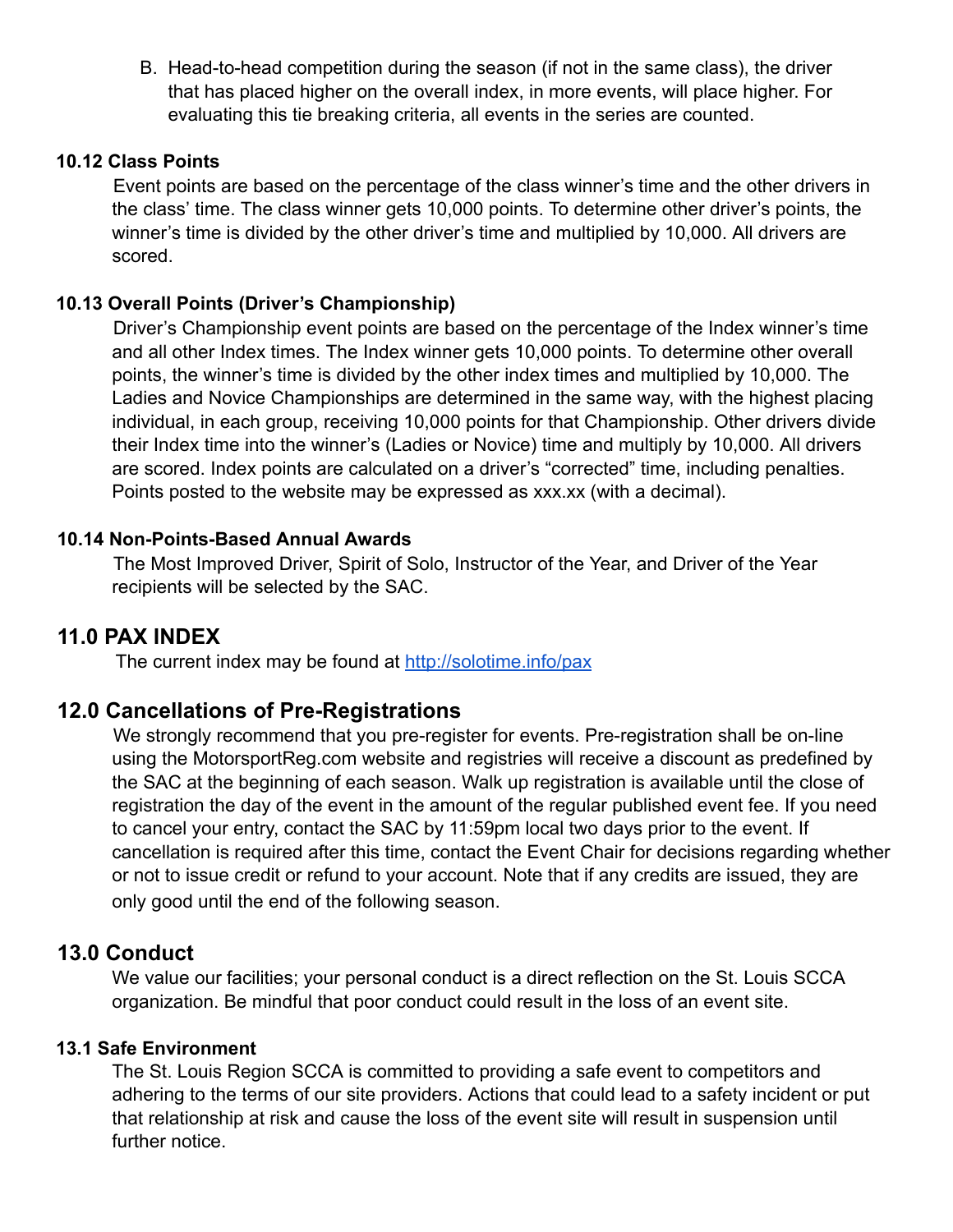B. Head-to-head competition during the season (if not in the same class), the driver that has placed higher on the overall index, in more events, will place higher. For evaluating this tie breaking criteria, all events in the series are counted.

#### 10.12 Class Points

Event points are based on the percentage of the class winner's time and the other drivers in the class' time. The class winner gets 10,000 points. To determine other driver's points, the winner's time is divided by the other driver's time and multiplied by 10,000. All drivers are scored.

#### 10.13 Overall Points (Driver's Championship)

Driver's Championship event points are based on the percentage of the Index winner's time and all other Index times. The Index winner gets 10,000 points. To determine other overall points, the winner's time is divided by the other index times and multiplied by 10,000. The Ladies and Novice Championships are determined in the same way, with the highest placing individual, in each group, receiving 10,000 points for that Championship. Other drivers divide their Index time into the winner's (Ladies or Novice) time and multiply by 10,000. All drivers are scored. Index points are calculated on a driver's "corrected" time, including penalties. Points posted to the website may be expressed as xxx.xx (with a decimal).

#### 10.14 Non-Points-Based Annual Awards

The Most Improved Driver, Spirit of Solo, Instructor of the Year, and Driver of the Year recipients will be selected by the SAC.

## 11.0 PAX INDEX

The current index may be found at [http://solotime.info/pax](http://solotime.info/pax)

## 12.0 Cancellations of Pre-Registrations

We strongly recommend that you pre-register for events. Pre-registration shall be on-line using the MotorsportReg.com website and registries will receive a discount as predefined by the SAC at the beginning of each season. Walk up registration is available until the close of registration the day of the event in the amount of the regular published event fee. If you need to cancel your entry, contact the SAC by 11:59pm local two days prior to the event. If cancellation is required after this time, contact the Event Chair for decisions regarding whether or not to issue credit or refund to your account. Note that if any credits are issued, they are only good until the end of the following season.

## 13.0 Conduct

We value our facilities; your personal conduct is a direct reflection on the St. Louis SCCA organization. Be mindful that poor conduct could result in the loss of an event site.

#### 13.1 Safe Environment

The St. Louis Region SCCA is committed to providing a safe event to competitors and adhering to the terms of our site providers. Actions that could lead to a safety incident or put that relationship at risk and cause the loss of the event site will result in suspension until further notice.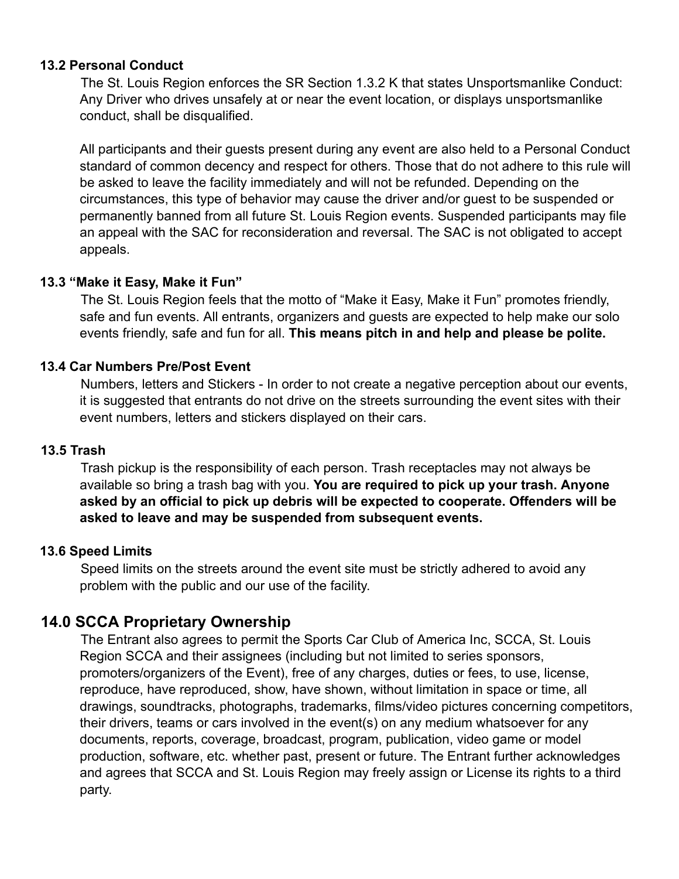### 13.2 Personal Conduct

The St. Louis Region enforces the SR Section 1.3.2 K that states Unsportsmanlike Conduct: Any Driver who drives unsafely at or near the event location, or displays unsportsmanlike conduct, shall be disqualified.

All participants and their guests present during any event are also held to a Personal Conduct standard of common decency and respect for others. Those that do not adhere to this rule will be asked to leave the facility immediately and will not be refunded. Depending on the circumstances, this type of behavior may cause the driver and/or guest to be suspended or permanently banned from all future St. Louis Region events. Suspended participants may file an appeal with the SAC for reconsideration and reversal. The SAC is not obligated to accept appeals.

### 13.3 "Make it Easy, Make it Fun"

The St. Louis Region feels that the motto of "Make it Easy, Make it Fun" promotes friendly, safe and fun events. All entrants, organizers and guests are expected to help make our solo events friendly, safe and fun for all. **This means pitch in and help and please be polite.**

### 13.4 Car Numbers Pre/Post Event

Numbers, letters and Stickers - In order to not create a negative perception about our events, it is suggested that entrants do not drive on the streets surrounding the event sites with their event numbers, letters and stickers displayed on their cars.

### 13.5 Trash

Trash pickup is the responsibility of each person. Trash receptacles may not always be available so bring a trash bag with you. **You are required to pick up your trash. Anyone asked by an official to pick up debris will be expected to cooperate. Offenders will be asked to leave and may be suspended from subsequent events.**

### 13.6 Speed Limits

Speed limits on the streets around the event site must be strictly adhered to avoid any problem with the public and our use of the facility.

## 14.0 SCCA Proprietary Ownership

The Entrant also agrees to permit the Sports Car Club of America Inc, SCCA, St. Louis Region SCCA and their assignees (including but not limited to series sponsors, promoters/organizers of the Event), free of any charges, duties or fees, to use, license, reproduce, have reproduced, show, have shown, without limitation in space or time, all drawings, soundtracks, photographs, trademarks, films/video pictures concerning competitors, their drivers, teams or cars involved in the event(s) on any medium whatsoever for any documents, reports, coverage, broadcast, program, publication, video game or model production, software, etc. whether past, present or future. The Entrant further acknowledges and agrees that SCCA and St. Louis Region may freely assign or License its rights to a third party.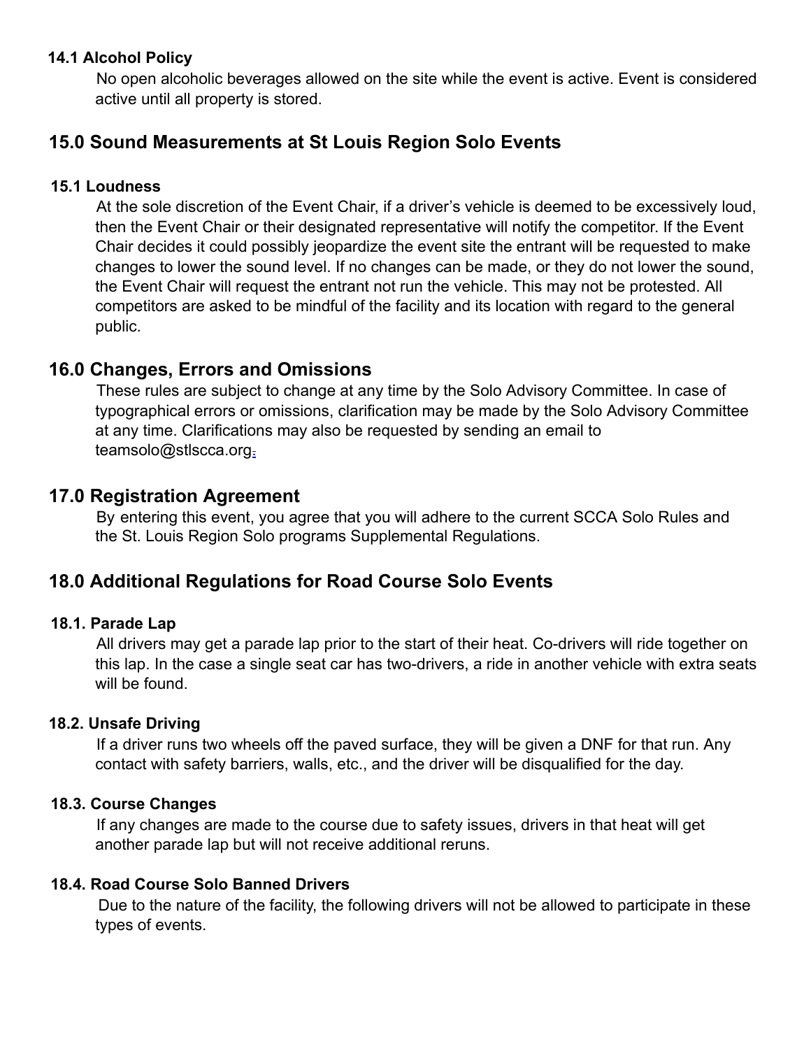### 14.1 Alcohol Policy

No open alcoholic beverages allowed on the site while the event is active. Event is considered active until all property is stored.

## 15.0 Sound Measurements at St Louis Region Solo Events

### 15.1 Loudness

At the sole discretion of the Event Chair, if a driver's vehicle is deemed to be excessively loud, then the Event Chair or their designated representative will notify the competitor. If the Event Chair decides it could possibly jeopardize the event site the entrant will be requested to make changes to lower the sound level. If no changes can be made, or they do not lower the sound, the Event Chair will request the entrant not run the vehicle. This may not be protested. All competitors are asked to be mindful of the facility and its location with regard to the general public.

## 16.0 Changes, Errors and Omissions

These rules are subject to change at any time by the Solo Advisory Committee. In case of typographical errors or omissions, clarification may be made by the Solo Advisory Committee at any time. Clarifications may also be requested by sending an email to teamsolo@stlscca.org.

## 17.0 Registration Agreement

By entering this event, you agree that you will adhere to the current SCCA Solo Rules and the St. Louis Region Solo programs Supplemental Regulations.

## 18.0 Additional Regulations for Road Course Solo Events

### 18.1. Parade Lap

All drivers may get a parade lap prior to the start of their heat. Co-drivers will ride together on this lap. In the case a single seat car has two-drivers, a ride in another vehicle with extra seats will be found.

### 18.2. Unsafe Driving

If a driver runs two wheels off the paved surface, they will be given a DNF for that run. Any contact with safety barriers, walls, etc., and the driver will be disqualified for the day.

### 18.3. Course Changes

If any changes are made to the course due to safety issues, drivers in that heat will get another parade lap but will not receive additional reruns.

### 18.4. Road Course Solo Banned Drivers

Due to the nature of the facility, the following drivers will not be allowed to participate in these types of events.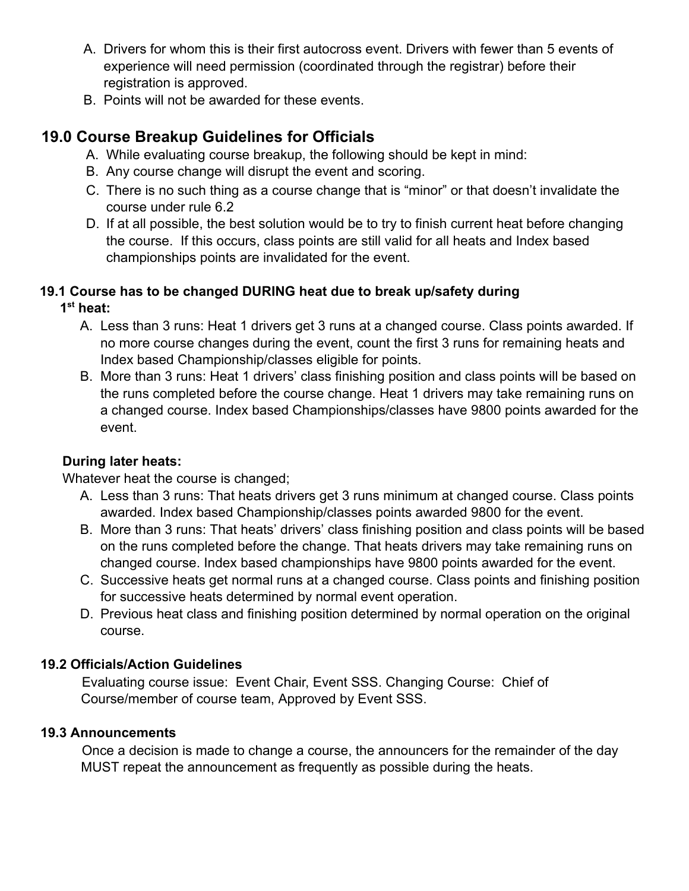A. Drivers for whom this is their first autocross event. Drivers with fewer than 5 events of experience will need permission (coordinated through the registrar) before their registration is approved.
B. Points will not be awarded for these events.

## 19.0 Course Breakup Guidelines for Officials

A. While evaluating course breakup, the following should be kept in mind:
B. Any course change will disrupt the event and scoring.
C. There is no such thing as a course change that is "minor" or that doesn't invalidate the course under rule 6.2
D. If at all possible, the best solution would be to try to finish current heat before changing the course. If this occurs, class points are still valid for all heats and Index based championships points are invalidated for the event.

### 19.1 Course has to be changed DURING heat due to break up/safety during

**1st heat:**

A. Less than 3 runs: Heat 1 drivers get 3 runs at a changed course. Class points awarded. If no more course changes during the event, count the first 3 runs for remaining heats and Index based Championship/classes eligible for points.
B. More than 3 runs: Heat 1 drivers' class finishing position and class points will be based on the runs completed before the course change. Heat 1 drivers may take remaining runs on a changed course. Index based Championships/classes have 9800 points awarded for the event.

**During later heats:**

Whatever heat the course is changed;

A. Less than 3 runs: That heats drivers get 3 runs minimum at changed course. Class points awarded. Index based Championship/classes points awarded 9800 for the event.
B. More than 3 runs: That heats' drivers' class finishing position and class points will be based on the runs completed before the change. That heats drivers may take remaining runs on changed course. Index based championships have 9800 points awarded for the event.
C. Successive heats get normal runs at a changed course. Class points and finishing position for successive heats determined by normal event operation.
D. Previous heat class and finishing position determined by normal operation on the original course.

### 19.2 Officials/Action Guidelines

Evaluating course issue: Event Chair, Event SSS. Changing Course: Chief of Course/member of course team, Approved by Event SSS.

### 19.3 Announcements

Once a decision is made to change a course, the announcers for the remainder of the day MUST repeat the announcement as frequently as possible during the heats.